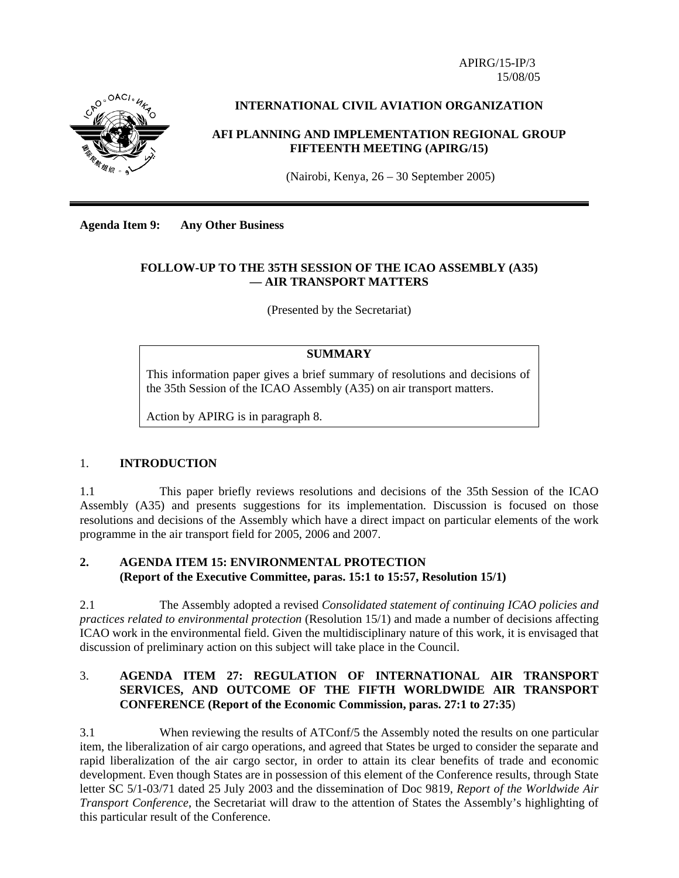APIRG/15-IP/3
15/08/05

**INTERNATIONAL CIVIL AVIATION ORGANIZATION**

**AFI PLANNING AND IMPLEMENTATION REGIONAL GROUP FIFTEENTH MEETING (APIRG/15)**

(Nairobi, Kenya, 26 – 30 September 2005)

**Agenda Item 9: Any Other Business**

# FOLLOW-UP TO THE 35TH SESSION OF THE ICAO ASSEMBLY (A35) — AIR TRANSPORT MATTERS

(Presented by the Secretariat)

| SUMMARY |
|---|
| This information paper gives a brief summary of resolutions and decisions of the 35th Session of the ICAO Assembly (A35) on air transport matters.<br><br>Action by APIRG is in paragraph 8. |

## 1. INTRODUCTION

1.1 This paper briefly reviews resolutions and decisions of the 35th Session of the ICAO Assembly (A35) and presents suggestions for its implementation. Discussion is focused on those resolutions and decisions of the Assembly which have a direct impact on particular elements of the work programme in the air transport field for 2005, 2006 and 2007.

## 2. AGENDA ITEM 15: ENVIRONMENTAL PROTECTION (Report of the Executive Committee, paras. 15:1 to 15:57, Resolution 15/1)

2.1 The Assembly adopted a revised *Consolidated statement of continuing ICAO policies and practices related to environmental protection* (Resolution 15/1) and made a number of decisions affecting ICAO work in the environmental field. Given the multidisciplinary nature of this work, it is envisaged that discussion of preliminary action on this subject will take place in the Council.

## 3. AGENDA ITEM 27: REGULATION OF INTERNATIONAL AIR TRANSPORT SERVICES, AND OUTCOME OF THE FIFTH WORLDWIDE AIR TRANSPORT CONFERENCE (Report of the Economic Commission, paras. 27:1 to 27:35)

3.1 When reviewing the results of ATConf/5 the Assembly noted the results on one particular item, the liberalization of air cargo operations, and agreed that States be urged to consider the separate and rapid liberalization of the air cargo sector, in order to attain its clear benefits of trade and economic development. Even though States are in possession of this element of the Conference results, through State letter SC 5/1-03/71 dated 25 July 2003 and the dissemination of Doc 9819, *Report of the Worldwide Air Transport Conference*, the Secretariat will draw to the attention of States the Assembly's highlighting of this particular result of the Conference.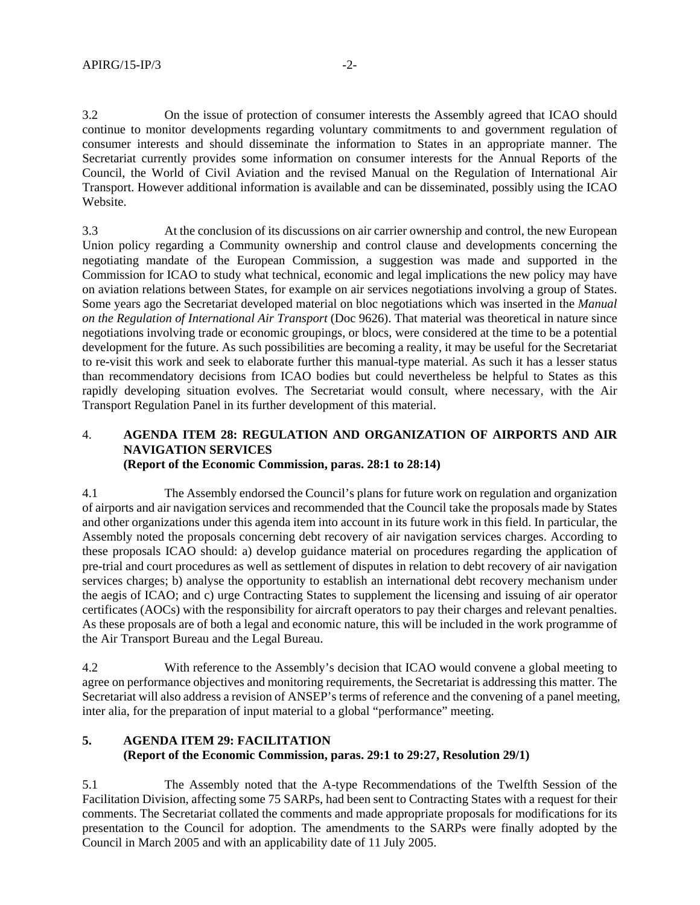3.2 On the issue of protection of consumer interests the Assembly agreed that ICAO should continue to monitor developments regarding voluntary commitments to and government regulation of consumer interests and should disseminate the information to States in an appropriate manner. The Secretariat currently provides some information on consumer interests for the Annual Reports of the Council, the World of Civil Aviation and the revised Manual on the Regulation of International Air Transport. However additional information is available and can be disseminated, possibly using the ICAO Website.

3.3 At the conclusion of its discussions on air carrier ownership and control, the new European Union policy regarding a Community ownership and control clause and developments concerning the negotiating mandate of the European Commission, a suggestion was made and supported in the Commission for ICAO to study what technical, economic and legal implications the new policy may have on aviation relations between States, for example on air services negotiations involving a group of States. Some years ago the Secretariat developed material on bloc negotiations which was inserted in the *Manual on the Regulation of International Air Transport* (Doc 9626). That material was theoretical in nature since negotiations involving trade or economic groupings, or blocs, were considered at the time to be a potential development for the future. As such possibilities are becoming a reality, it may be useful for the Secretariat to re-visit this work and seek to elaborate further this manual-type material. As such it has a lesser status than recommendatory decisions from ICAO bodies but could nevertheless be helpful to States as this rapidly developing situation evolves. The Secretariat would consult, where necessary, with the Air Transport Regulation Panel in its further development of this material.

## 4. AGENDA ITEM 28: REGULATION AND ORGANIZATION OF AIRPORTS AND AIR NAVIGATION SERVICES
**(Report of the Economic Commission, paras. 28:1 to 28:14)**

4.1 The Assembly endorsed the Council's plans for future work on regulation and organization of airports and air navigation services and recommended that the Council take the proposals made by States and other organizations under this agenda item into account in its future work in this field. In particular, the Assembly noted the proposals concerning debt recovery of air navigation services charges. According to these proposals ICAO should: a) develop guidance material on procedures regarding the application of pre-trial and court procedures as well as settlement of disputes in relation to debt recovery of air navigation services charges; b) analyse the opportunity to establish an international debt recovery mechanism under the aegis of ICAO; and c) urge Contracting States to supplement the licensing and issuing of air operator certificates (AOCs) with the responsibility for aircraft operators to pay their charges and relevant penalties. As these proposals are of both a legal and economic nature, this will be included in the work programme of the Air Transport Bureau and the Legal Bureau.

4.2 With reference to the Assembly's decision that ICAO would convene a global meeting to agree on performance objectives and monitoring requirements, the Secretariat is addressing this matter. The Secretariat will also address a revision of ANSEP's terms of reference and the convening of a panel meeting, inter alia, for the preparation of input material to a global "performance" meeting.

## 5. AGENDA ITEM 29: FACILITATION
**(Report of the Economic Commission, paras. 29:1 to 29:27, Resolution 29/1)**

5.1 The Assembly noted that the A-type Recommendations of the Twelfth Session of the Facilitation Division, affecting some 75 SARPs, had been sent to Contracting States with a request for their comments. The Secretariat collated the comments and made appropriate proposals for modifications for its presentation to the Council for adoption. The amendments to the SARPs were finally adopted by the Council in March 2005 and with an applicability date of 11 July 2005.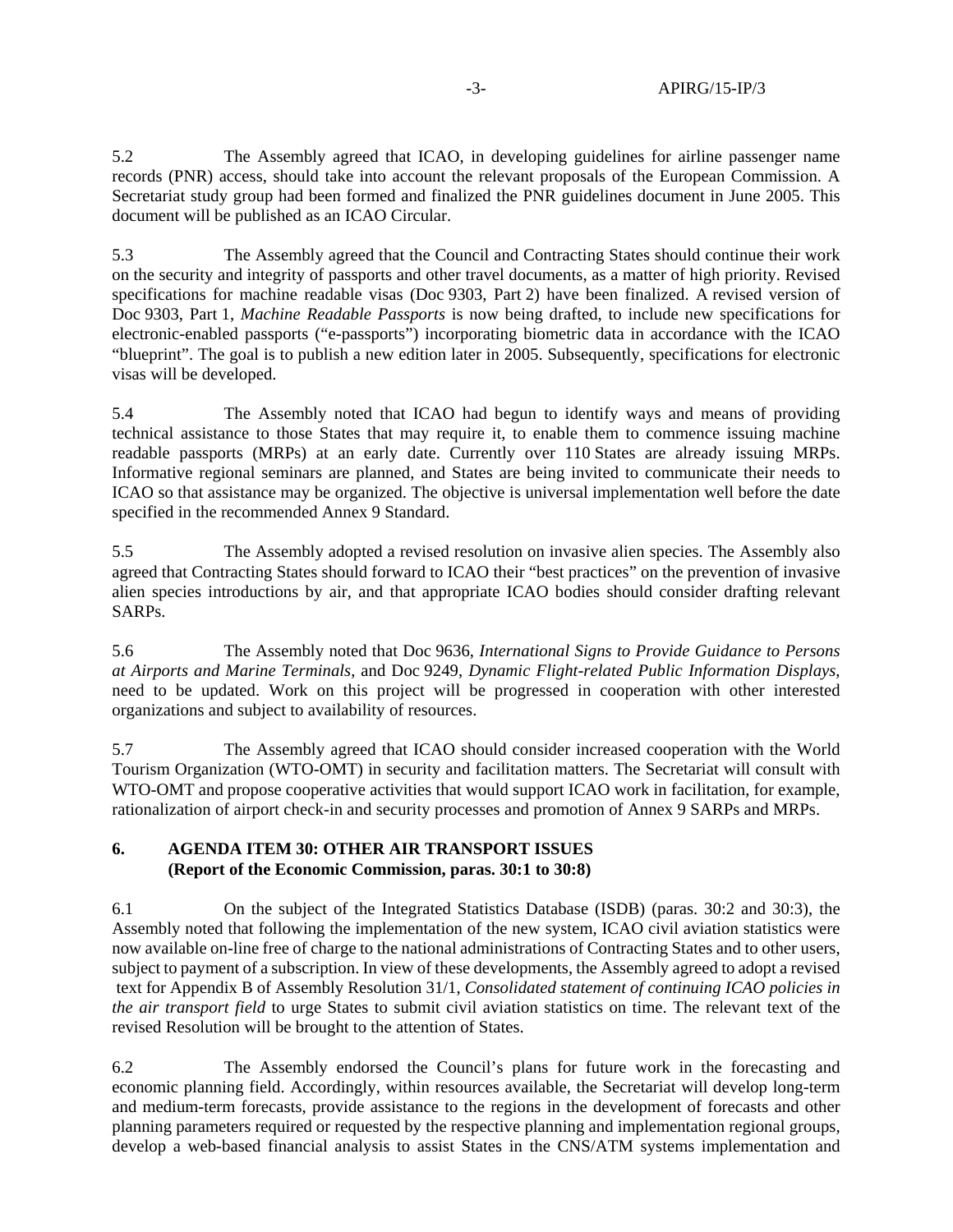5.2 The Assembly agreed that ICAO, in developing guidelines for airline passenger name records (PNR) access, should take into account the relevant proposals of the European Commission. A Secretariat study group had been formed and finalized the PNR guidelines document in June 2005. This document will be published as an ICAO Circular.

5.3 The Assembly agreed that the Council and Contracting States should continue their work on the security and integrity of passports and other travel documents, as a matter of high priority. Revised specifications for machine readable visas (Doc 9303, Part 2) have been finalized. A revised version of Doc 9303, Part 1, *Machine Readable Passports* is now being drafted, to include new specifications for electronic-enabled passports ("e-passports") incorporating biometric data in accordance with the ICAO "blueprint". The goal is to publish a new edition later in 2005. Subsequently, specifications for electronic visas will be developed.

5.4 The Assembly noted that ICAO had begun to identify ways and means of providing technical assistance to those States that may require it, to enable them to commence issuing machine readable passports (MRPs) at an early date. Currently over 110 States are already issuing MRPs. Informative regional seminars are planned, and States are being invited to communicate their needs to ICAO so that assistance may be organized. The objective is universal implementation well before the date specified in the recommended Annex 9 Standard.

5.5 The Assembly adopted a revised resolution on invasive alien species. The Assembly also agreed that Contracting States should forward to ICAO their "best practices" on the prevention of invasive alien species introductions by air, and that appropriate ICAO bodies should consider drafting relevant SARPs.

5.6 The Assembly noted that Doc 9636, *International Signs to Provide Guidance to Persons at Airports and Marine Terminals*, and Doc 9249, *Dynamic Flight-related Public Information Displays*, need to be updated. Work on this project will be progressed in cooperation with other interested organizations and subject to availability of resources.

5.7 The Assembly agreed that ICAO should consider increased cooperation with the World Tourism Organization (WTO-OMT) in security and facilitation matters. The Secretariat will consult with WTO-OMT and propose cooperative activities that would support ICAO work in facilitation, for example, rationalization of airport check-in and security processes and promotion of Annex 9 SARPs and MRPs.

## 6. AGENDA ITEM 30: OTHER AIR TRANSPORT ISSUES (Report of the Economic Commission, paras. 30:1 to 30:8)

6.1 On the subject of the Integrated Statistics Database (ISDB) (paras. 30:2 and 30:3), the Assembly noted that following the implementation of the new system, ICAO civil aviation statistics were now available on-line free of charge to the national administrations of Contracting States and to other users, subject to payment of a subscription. In view of these developments, the Assembly agreed to adopt a revised text for Appendix B of Assembly Resolution 31/1, *Consolidated statement of continuing ICAO policies in the air transport field* to urge States to submit civil aviation statistics on time. The relevant text of the revised Resolution will be brought to the attention of States.

6.2 The Assembly endorsed the Council's plans for future work in the forecasting and economic planning field. Accordingly, within resources available, the Secretariat will develop long-term and medium-term forecasts, provide assistance to the regions in the development of forecasts and other planning parameters required or requested by the respective planning and implementation regional groups, develop a web-based financial analysis to assist States in the CNS/ATM systems implementation and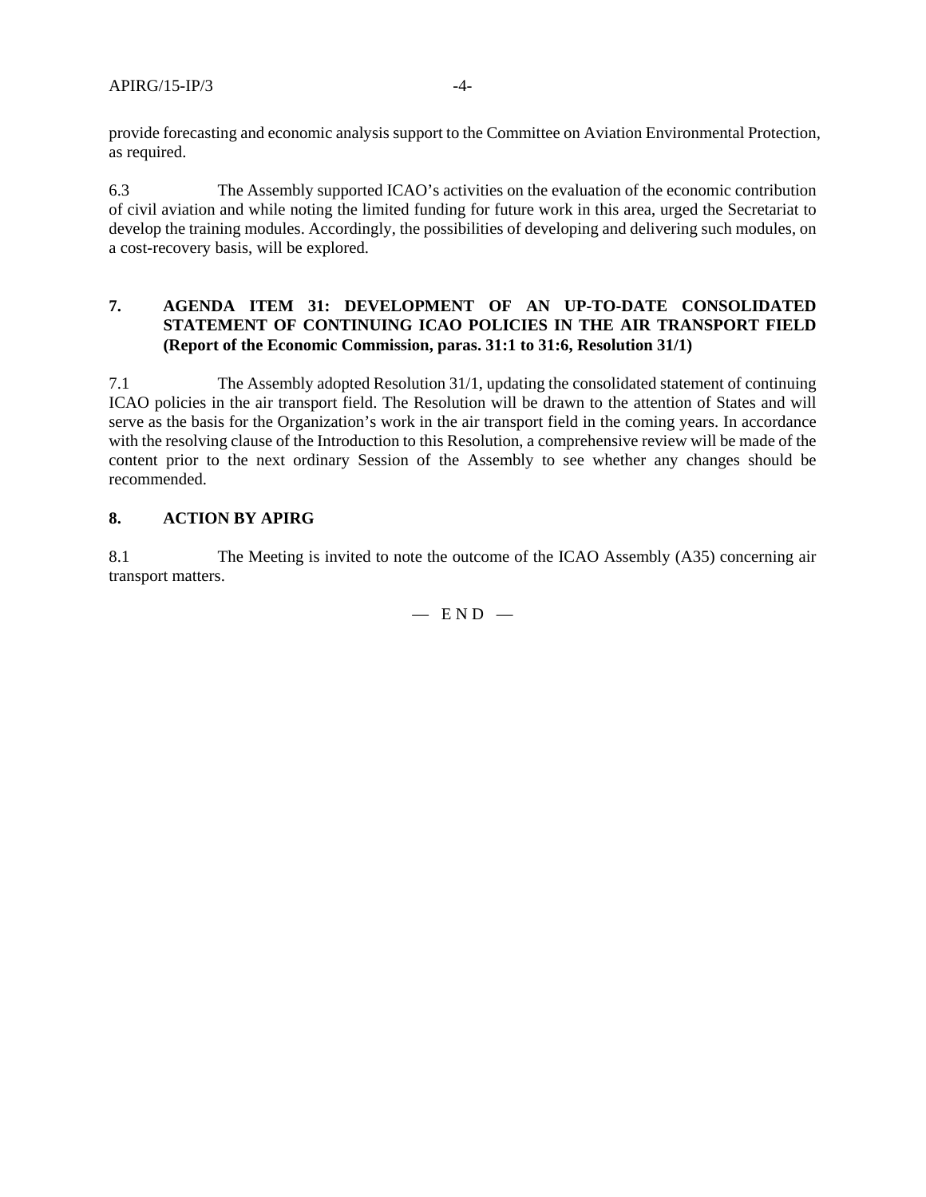provide forecasting and economic analysis support to the Committee on Aviation Environmental Protection, as required.

6.3 The Assembly supported ICAO's activities on the evaluation of the economic contribution of civil aviation and while noting the limited funding for future work in this area, urged the Secretariat to develop the training modules. Accordingly, the possibilities of developing and delivering such modules, on a cost-recovery basis, will be explored.

## 7. AGENDA ITEM 31: DEVELOPMENT OF AN UP-TO-DATE CONSOLIDATED STATEMENT OF CONTINUING ICAO POLICIES IN THE AIR TRANSPORT FIELD (Report of the Economic Commission, paras. 31:1 to 31:6, Resolution 31/1)

7.1 The Assembly adopted Resolution 31/1, updating the consolidated statement of continuing ICAO policies in the air transport field. The Resolution will be drawn to the attention of States and will serve as the basis for the Organization's work in the air transport field in the coming years. In accordance with the resolving clause of the Introduction to this Resolution, a comprehensive review will be made of the content prior to the next ordinary Session of the Assembly to see whether any changes should be recommended.

## 8. ACTION BY APIRG

8.1 The Meeting is invited to note the outcome of the ICAO Assembly (A35) concerning air transport matters.

— E N D —